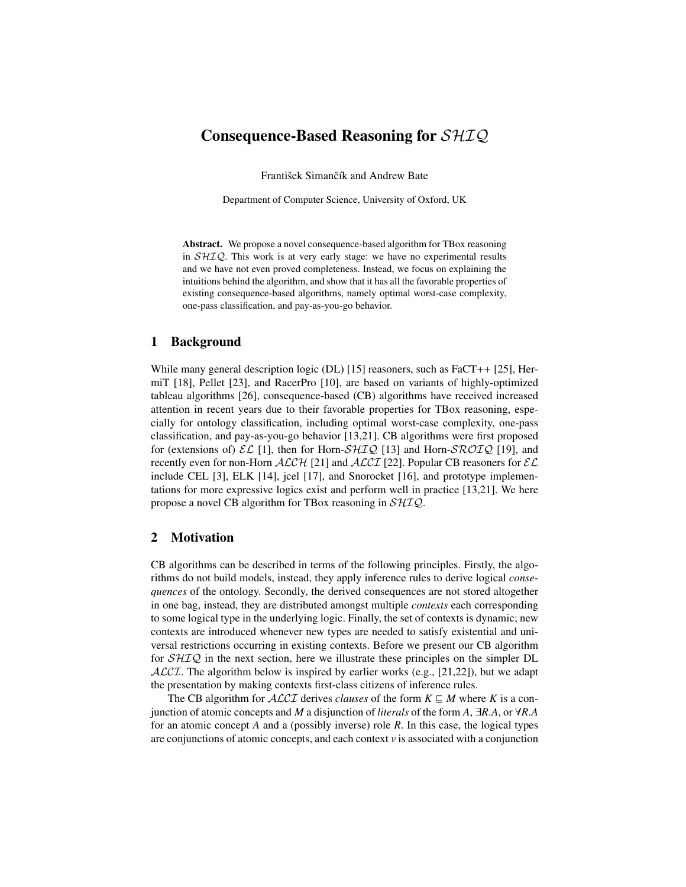# Consequence-Based Reasoning for $\mathcal{SHIQ}$

František Simančík and Andrew Bate

Department of Computer Science, University of Oxford, UK

**Abstract.** We propose a novel consequence-based algorithm for TBox reasoning in $\mathcal{SHIQ}$. This work is at very early stage: we have no experimental results and we have not even proved completeness. Instead, we focus on explaining the intuitions behind the algorithm, and show that it has all the favorable properties of existing consequence-based algorithms, namely optimal worst-case complexity, one-pass classification, and pay-as-you-go behavior.

## 1 Background

While many general description logic (DL) [15] reasoners, such as FaCT++ [25], HermiT [18], Pellet [23], and RacerPro [10], are based on variants of highly-optimized tableau algorithms [26], consequence-based (CB) algorithms have received increased attention in recent years due to their favorable properties for TBox reasoning, especially for ontology classification, including optimal worst-case complexity, one-pass classification, and pay-as-you-go behavior [13,21]. CB algorithms were first proposed for (extensions of) $\mathcal{EL}$ [1], then for Horn-$\mathcal{SHIQ}$ [13] and Horn-$\mathcal{SROIQ}$ [19], and recently even for non-Horn $\mathcal{ALCH}$ [21] and $\mathcal{ALCI}$ [22]. Popular CB reasoners for $\mathcal{EL}$ include CEL [3], ELK [14], jcel [17], and Snorocket [16], and prototype implementations for more expressive logics exist and perform well in practice [13,21]. We here propose a novel CB algorithm for TBox reasoning in $\mathcal{SHIQ}$.

## 2 Motivation

CB algorithms can be described in terms of the following principles. Firstly, the algorithms do not build models, instead, they apply inference rules to derive logical *consequences* of the ontology. Secondly, the derived consequences are not stored altogether in one bag, instead, they are distributed amongst multiple *contexts* each corresponding to some logical type in the underlying logic. Finally, the set of contexts is dynamic; new contexts are introduced whenever new types are needed to satisfy existential and universal restrictions occurring in existing contexts. Before we present our CB algorithm for $\mathcal{SHIQ}$ in the next section, here we illustrate these principles on the simpler DL $\mathcal{ALCI}$. The algorithm below is inspired by earlier works (e.g., [21,22]), but we adapt the presentation by making contexts first-class citizens of inference rules.

The CB algorithm for $\mathcal{ALCI}$ derives *clauses* of the form $K \sqsubseteq M$ where $K$ is a conjunction of atomic concepts and $M$ a disjunction of *literals* of the form $A$, $\exists R.A$, or $\forall R.A$ for an atomic concept $A$ and a (possibly inverse) role $R$. In this case, the logical types are conjunctions of atomic concepts, and each context $v$ is associated with a conjunction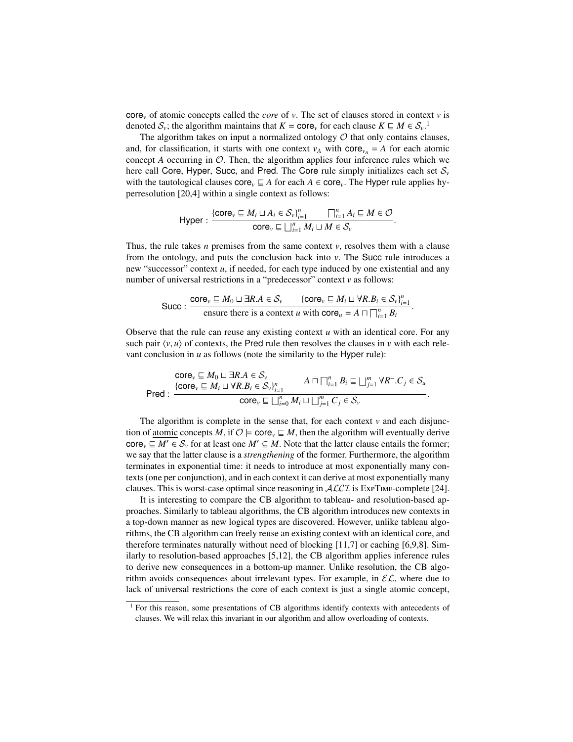$\mathsf{core}_v$ of atomic concepts called the *core* of $v$. The set of clauses stored in context $v$ is denoted $\mathcal{S}_v$; the algorithm maintains that $K = \mathsf{core}_v$ for each clause $K \sqsubseteq M \in \mathcal{S}_v$.[1]

The algorithm takes on input a normalized ontology $\mathcal{O}$ that only contains clauses, and, for classification, it starts with one context $v_A$ with $\mathsf{core}_{v_A} = A$ for each atomic concept $A$ occurring in $\mathcal{O}$. Then, the algorithm applies four inference rules which we here call Core, Hyper, Succ, and Pred. The Core rule simply initializes each set $\mathcal{S}_v$ with the tautological clauses $\mathsf{core}_v \sqsubseteq A$ for each $A \in \mathsf{core}_v$. The Hyper rule applies hyperresolution [20,4] within a single context as follows:

$$\mathsf{Hyper}: \frac{\{\mathsf{core}_v \sqsubseteq M_i \sqcup A_i \in \mathcal{S}_v\}_{i=1}^n \qquad \bigsqcap_{i=1}^n A_i \sqsubseteq M \in \mathcal{O}}{\mathsf{core}_v \sqsubseteq \bigsqcup_{i=1}^n M_i \sqcup M \in \mathcal{S}_v}.$$

Thus, the rule takes $n$ premises from the same context $v$, resolves them with a clause from the ontology, and puts the conclusion back into $v$. The Succ rule introduces a new "successor" context $u$, if needed, for each type induced by one existential and any number of universal restrictions in a "predecessor" context $v$ as follows:

$$\mathsf{Succ}: \frac{\mathsf{core}_v \sqsubseteq M_0 \sqcup \exists R.A \in \mathcal{S}_v \qquad \{\mathsf{core}_v \sqsubseteq M_i \sqcup \forall R.B_i \in \mathcal{S}_v\}_{i=1}^n}{\text{ensure there is a context } u \text{ with } \mathsf{core}_u = A \sqcap \bigsqcap_{i=1}^n B_i}.$$

Observe that the rule can reuse any existing context $u$ with an identical core. For any such pair $\langle v, u\rangle$ of contexts, the Pred rule then resolves the clauses in $v$ with each relevant conclusion in $u$ as follows (note the similarity to the Hyper rule):

$$\mathsf{Pred}: \frac{\begin{array}{l}\mathsf{core}_v \sqsubseteq M_0 \sqcup \exists R.A \in \mathcal{S}_v \\ \{\mathsf{core}_v \sqsubseteq M_i \sqcup \forall R.B_i \in \mathcal{S}_v\}_{i=1}^n\end{array} \qquad A \sqcap \bigsqcap_{i=1}^n B_i \sqsubseteq \bigsqcup_{j=1}^m \forall R^-.C_j \in \mathcal{S}_u}{\mathsf{core}_v \sqsubseteq \bigsqcup_{i=0}^n M_i \sqcup \bigsqcup_{j=1}^m C_j \in \mathcal{S}_v}.$$

The algorithm is complete in the sense that, for each context $v$ and each disjunction of atomic concepts $M$, if $\mathcal{O} \models \mathsf{core}_v \sqsubseteq M$, then the algorithm will eventually derive $\mathsf{core}_v \sqsubseteq M' \in \mathcal{S}_v$ for at least one $M' \subseteq M$. Note that the latter clause entails the former; we say that the latter clause is a *strengthening* of the former. Furthermore, the algorithm terminates in exponential time: it needs to introduce at most exponentially many contexts (one per conjunction), and in each context it can derive at most exponentially many clauses. This is worst-case optimal since reasoning in $\mathcal{ALCI}$ is ExpTime-complete [24].

It is interesting to compare the CB algorithm to tableau- and resolution-based approaches. Similarly to tableau algorithms, the CB algorithm introduces new contexts in a top-down manner as new logical types are discovered. However, unlike tableau algorithms, the CB algorithm can freely reuse an existing context with an identical core, and therefore terminates naturally without need of blocking [11,7] or caching [6,9,8]. Similarly to resolution-based approaches [5,12], the CB algorithm applies inference rules to derive new consequences in a bottom-up manner. Unlike resolution, the CB algorithm avoids consequences about irrelevant types. For example, in $\mathcal{EL}$, where due to lack of universal restrictions the core of each context is just a single atomic concept,

[1] For this reason, some presentations of CB algorithms identify contexts with antecedents of clauses. We will relax this invariant in our algorithm and allow overloading of contexts.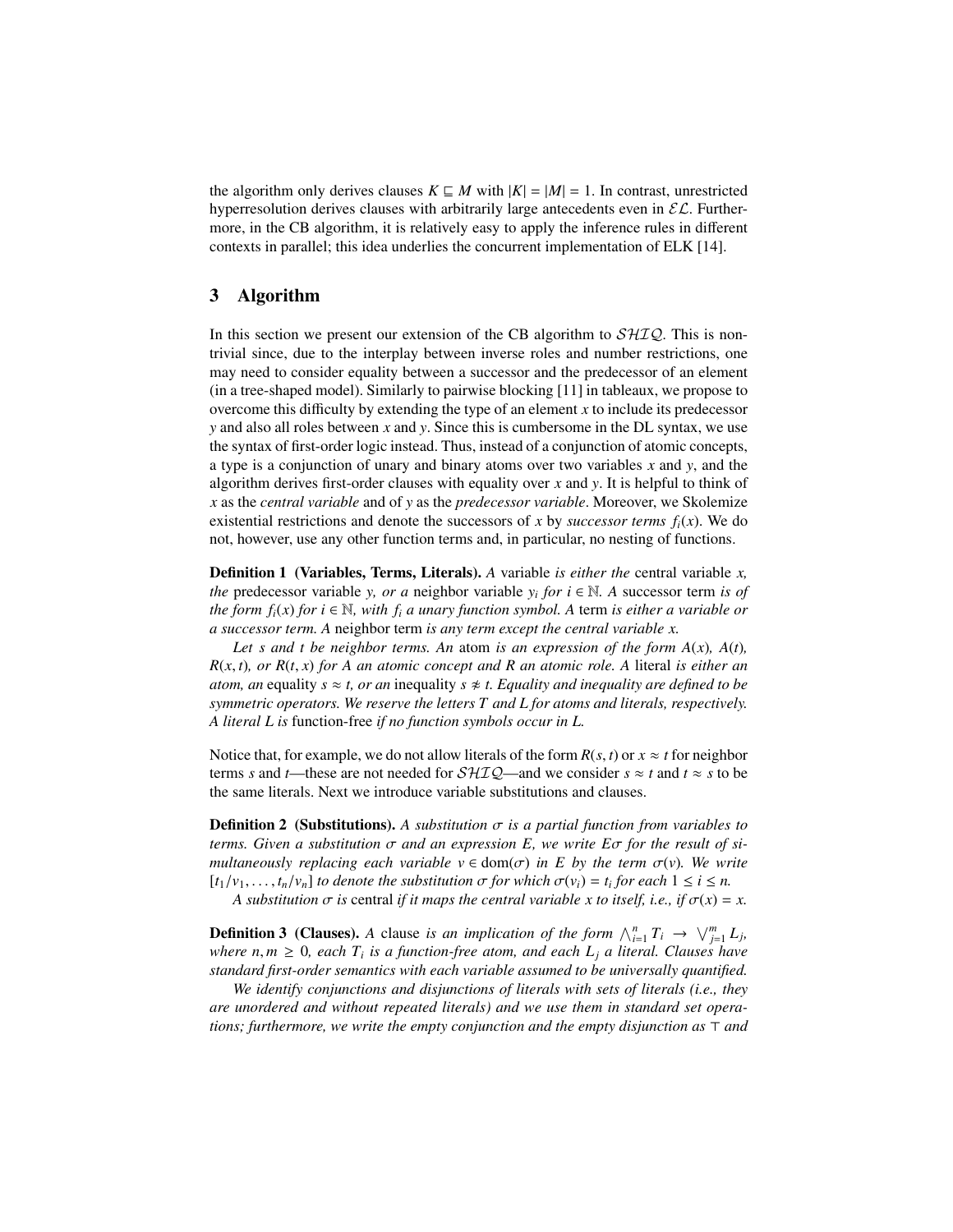the algorithm only derives clauses $K \sqsubseteq M$ with $|K| = |M| = 1$. In contrast, unrestricted hyperresolution derives clauses with arbitrarily large antecedents even in $\mathcal{EL}$. Furthermore, in the CB algorithm, it is relatively easy to apply the inference rules in different contexts in parallel; this idea underlies the concurrent implementation of ELK [14].

## 3 Algorithm

In this section we present our extension of the CB algorithm to $\mathcal{SHIQ}$. This is nontrivial since, due to the interplay between inverse roles and number restrictions, one may need to consider equality between a successor and the predecessor of an element (in a tree-shaped model). Similarly to pairwise blocking [11] in tableaux, we propose to overcome this difficulty by extending the type of an element $x$ to include its predecessor $y$ and also all roles between $x$ and $y$. Since this is cumbersome in the DL syntax, we use the syntax of first-order logic instead. Thus, instead of a conjunction of atomic concepts, a type is a conjunction of unary and binary atoms over two variables $x$ and $y$, and the algorithm derives first-order clauses with equality over $x$ and $y$. It is helpful to think of $x$ as the *central variable* and of $y$ as the *predecessor variable*. Moreover, we Skolemize existential restrictions and denote the successors of $x$ by *successor terms* $f_i(x)$. We do not, however, use any other function terms and, in particular, no nesting of functions.

**Definition 1 (Variables, Terms, Literals).** *A* variable *is either the* central variable *$x$, the* predecessor variable *$y$, or a* neighbor variable *$y_i$ for $i \in \mathbb{N}$. A* successor term *is of the form $f_i(x)$ for $i \in \mathbb{N}$, with $f_i$ a unary function symbol. A* term *is either a variable or a successor term. A* neighbor term *is any term except the central variable $x$.*

*Let $s$ and $t$ be neighbor terms. An* atom *is an expression of the form $A(x)$, $A(t)$, $R(x,t)$, or $R(t,x)$ for $A$ an atomic concept and $R$ an atomic role. A* literal *is either an atom, an* equality *$s \approx t$, or an* inequality *$s \not\approx t$. Equality and inequality are defined to be symmetric operators. We reserve the letters $T$ and $L$ for atoms and literals, respectively. A literal $L$ is* function-free *if no function symbols occur in $L$.*

Notice that, for example, we do not allow literals of the form $R(s,t)$ or $x \approx t$ for neighbor terms $s$ and $t$—these are not needed for $\mathcal{SHIQ}$—and we consider $s \approx t$ and $t \approx s$ to be the same literals. Next we introduce variable substitutions and clauses.

**Definition 2 (Substitutions).** *A substitution $\sigma$ is a partial function from variables to terms. Given a substitution $\sigma$ and an expression $E$, we write $E\sigma$ for the result of simultaneously replacing each variable $v \in \mathrm{dom}(\sigma)$ in $E$ by the term $\sigma(v)$. We write $[t_1/v_1, \ldots, t_n/v_n]$ to denote the substitution $\sigma$ for which $\sigma(v_i) = t_i$ for each $1 \leq i \leq n$.*

*A substitution $\sigma$ is* central *if it maps the central variable $x$ to itself, i.e., if $\sigma(x) = x$.*

**Definition 3 (Clauses).** *A* clause *is an implication of the form $\bigwedge_{i=1}^{n} T_i \rightarrow \bigvee_{j=1}^{m} L_j$, where $n, m \geq 0$, each $T_i$ is a function-free atom, and each $L_j$ a literal. Clauses have standard first-order semantics with each variable assumed to be universally quantified.*

*We identify conjunctions and disjunctions of literals with sets of literals (i.e., they are unordered and without repeated literals) and we use them in standard set operations; furthermore, we write the empty conjunction and the empty disjunction as $\top$ and*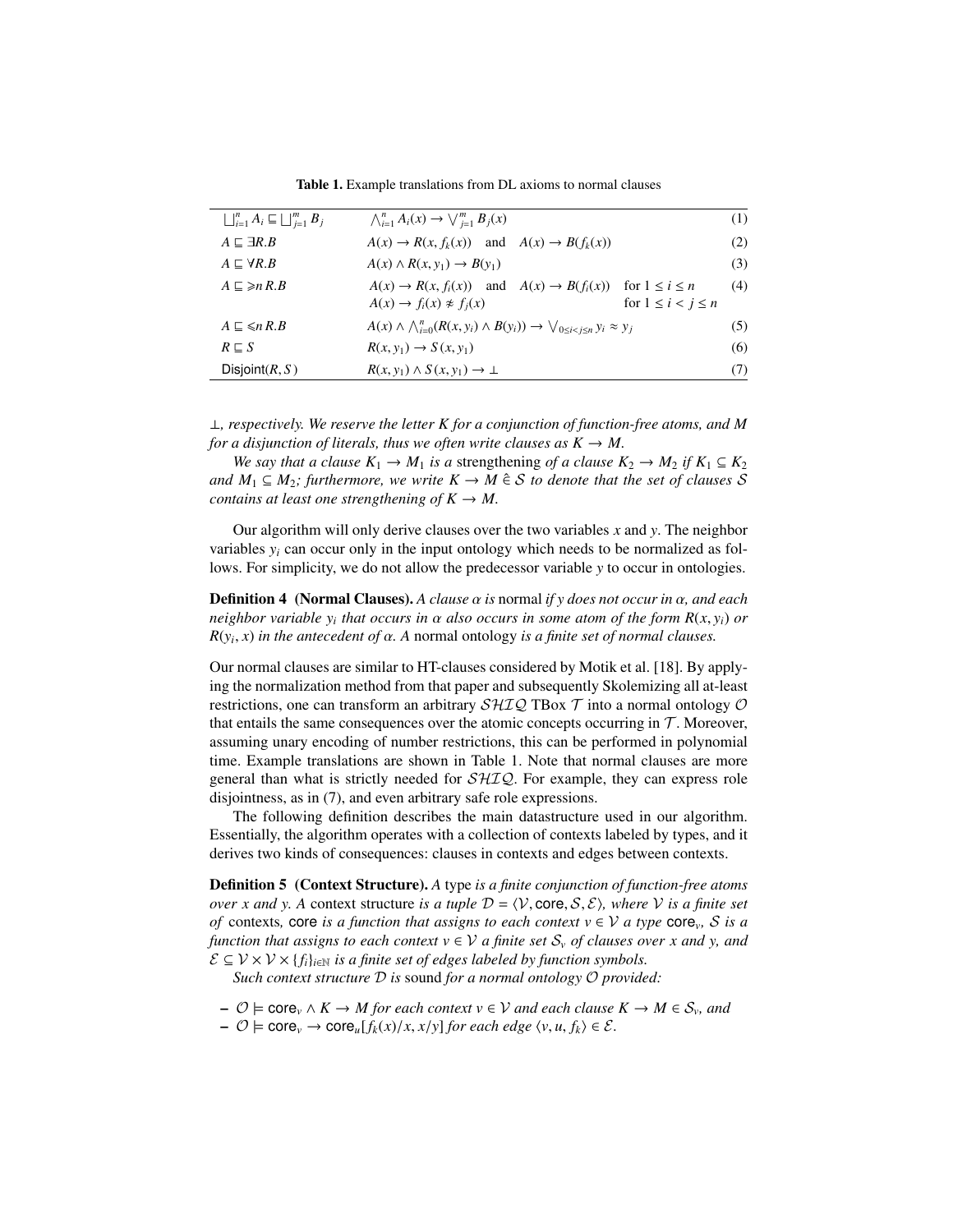**Table 1.** Example translations from DL axioms to normal clauses

| | | |
|---|---|---|
| $\bigsqcup_{i=1}^{n} A_i \sqsubseteq \bigsqcup_{j=1}^{m} B_j$ | $\bigwedge_{i=1}^{n} A_i(x) \rightarrow \bigvee_{j=1}^{m} B_j(x)$ | (1) |
| $A \sqsubseteq \exists R.B$ | $A(x) \rightarrow R(x, f_k(x))$ and $A(x) \rightarrow B(f_k(x))$ | (2) |
| $A \sqsubseteq \forall R.B$ | $A(x) \wedge R(x, y_1) \rightarrow B(y_1)$ | (3) |
| $A \sqsubseteq \geqslant n\, R.B$ | $A(x) \rightarrow R(x, f_i(x))$ and $A(x) \rightarrow B(f_i(x))$ for $1 \leq i \leq n$; $A(x) \rightarrow f_i(x) \not\approx f_j(x)$ for $1 \leq i < j \leq n$ | (4) |
| $A \sqsubseteq \leqslant n\, R.B$ | $A(x) \wedge \bigwedge_{i=0}^{n}(R(x, y_i) \wedge B(y_i)) \rightarrow \bigvee_{0 \leq i < j \leq n} y_i \approx y_j$ | (5) |
| $R \sqsubseteq S$ | $R(x, y_1) \rightarrow S(x, y_1)$ | (6) |
| $\mathsf{Disjoint}(R, S)$ | $R(x, y_1) \wedge S(x, y_1) \rightarrow \bot$ | (7) |

*$\bot$, respectively. We reserve the letter $K$ for a conjunction of function-free atoms, and $M$ for a disjunction of literals, thus we often write clauses as $K \rightarrow M$.*

*We say that a clause $K_1 \rightarrow M_1$ is a* strengthening *of a clause $K_2 \rightarrow M_2$ if $K_1 \subseteq K_2$ and $M_1 \subseteq M_2$; furthermore, we write $K \rightarrow M \mathrel{\hat{\in}} \mathcal{S}$ to denote that the set of clauses $\mathcal{S}$ contains at least one strengthening of $K \rightarrow M$.*

Our algorithm will only derive clauses over the two variables $x$ and $y$. The neighbor variables $y_i$ can occur only in the input ontology which needs to be normalized as follows. For simplicity, we do not allow the predecessor variable $y$ to occur in ontologies.

**Definition 4 (Normal Clauses).** *A clause $\alpha$ is* normal *if $y$ does not occur in $\alpha$, and each neighbor variable $y_i$ that occurs in $\alpha$ also occurs in some atom of the form $R(x, y_i)$ or $R(y_i, x)$ in the antecedent of $\alpha$. A* normal ontology *is a finite set of normal clauses.*

Our normal clauses are similar to HT-clauses considered by Motik et al. [18]. By applying the normalization method from that paper and subsequently Skolemizing all at-least restrictions, one can transform an arbitrary $\mathcal{SHIQ}$ TBox $\mathcal{T}$ into a normal ontology $\mathcal{O}$ that entails the same consequences over the atomic concepts occurring in $\mathcal{T}$. Moreover, assuming unary encoding of number restrictions, this can be performed in polynomial time. Example translations are shown in Table 1. Note that normal clauses are more general than what is strictly needed for $\mathcal{SHIQ}$. For example, they can express role disjointness, as in (7), and even arbitrary safe role expressions.

The following definition describes the main datastructure used in our algorithm. Essentially, the algorithm operates with a collection of contexts labeled by types, and it derives two kinds of consequences: clauses in contexts and edges between contexts.

**Definition 5 (Context Structure).** *A* type *is a finite conjunction of function-free atoms over $x$ and $y$. A* context structure *is a tuple $\mathcal{D} = \langle \mathcal{V}, \mathsf{core}, \mathcal{S}, \mathcal{E} \rangle$, where $\mathcal{V}$ is a finite set of* contexts*, $\mathsf{core}$ is a function that assigns to each context $v \in \mathcal{V}$ a type $\mathsf{core}_v$, $\mathcal{S}$ is a function that assigns to each context $v \in \mathcal{V}$ a finite set $\mathcal{S}_v$ of clauses over $x$ and $y$, and $\mathcal{E} \subseteq \mathcal{V} \times \mathcal{V} \times \{f_i\}_{i \in \mathbb{N}}$ is a finite set of edges labeled by function symbols.*

*Such context structure $\mathcal{D}$ is* sound *for a normal ontology $\mathcal{O}$ provided:*

- *$\mathcal{O} \models \mathsf{core}_v \wedge K \rightarrow M$ for each context $v \in \mathcal{V}$ and each clause $K \rightarrow M \in \mathcal{S}_v$, and*
- *$\mathcal{O} \models \mathsf{core}_v \rightarrow \mathsf{core}_u[f_k(x)/x, x/y]$ for each edge $\langle v, u, f_k \rangle \in \mathcal{E}$.*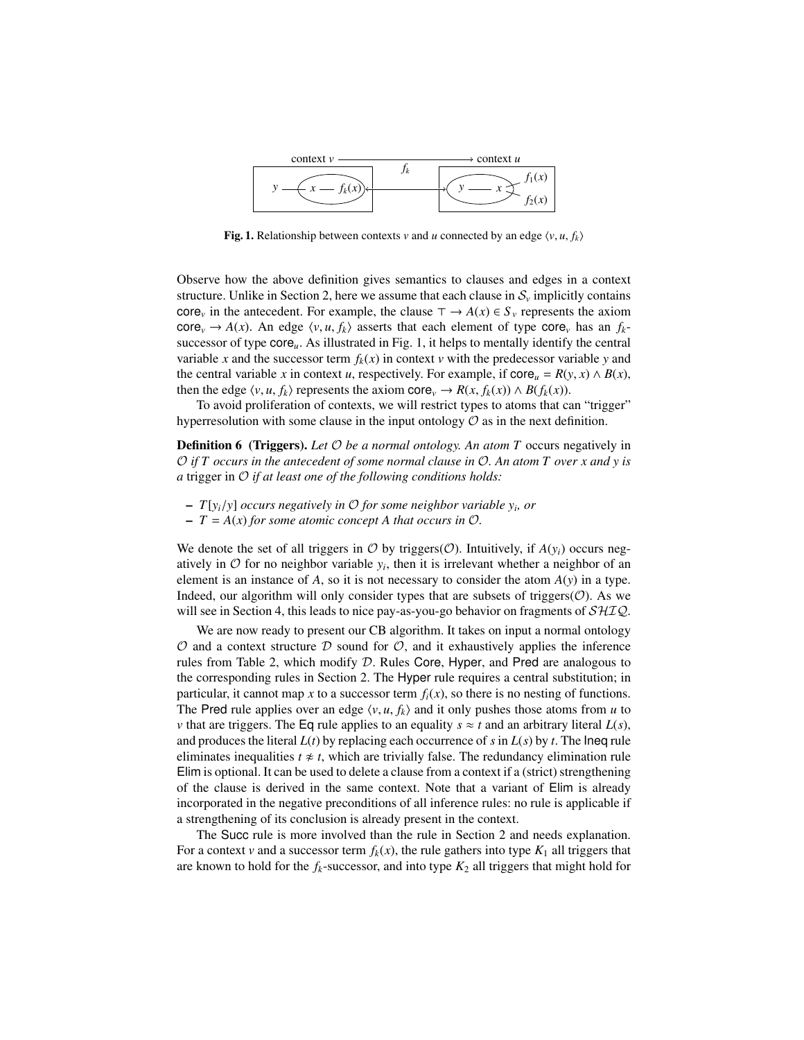**Fig. 1.** Relationship between contexts $v$ and $u$ connected by an edge $\langle v, u, f_k \rangle$

Observe how the above definition gives semantics to clauses and edges in a context structure. Unlike in Section 2, here we assume that each clause in $\mathcal{S}_v$ implicitly contains $\mathsf{core}_v$ in the antecedent. For example, the clause $\top \rightarrow A(x) \in S_v$ represents the axiom $\mathsf{core}_v \rightarrow A(x)$. An edge $\langle v, u, f_k \rangle$ asserts that each element of type $\mathsf{core}_v$ has an $f_k$-successor of type $\mathsf{core}_u$. As illustrated in Fig. 1, it helps to mentally identify the central variable $x$ and the successor term $f_k(x)$ in context $v$ with the predecessor variable $y$ and the central variable $x$ in context $u$, respectively. For example, if $\mathsf{core}_u = R(y, x) \wedge B(x)$, then the edge $\langle v, u, f_k \rangle$ represents the axiom $\mathsf{core}_v \rightarrow R(x, f_k(x)) \wedge B(f_k(x))$.

To avoid proliferation of contexts, we will restrict types to atoms that can "trigger" hyperresolution with some clause in the input ontology $\mathcal{O}$ as in the next definition.

**Definition 6 (Triggers).** *Let $\mathcal{O}$ be a normal ontology. An atom $T$* occurs negatively *in $\mathcal{O}$ if $T$ occurs in the antecedent of some normal clause in $\mathcal{O}$. An atom $T$ over $x$ and $y$ is a* trigger *in $\mathcal{O}$ if at least one of the following conditions holds:*

- *$T[y_i/y]$ occurs negatively in $\mathcal{O}$ for some neighbor variable $y_i$, or*
- *$T = A(x)$ for some atomic concept $A$ that occurs in $\mathcal{O}$.*

We denote the set of all triggers in $\mathcal{O}$ by triggers($\mathcal{O}$). Intuitively, if $A(y_i)$ occurs negatively in $\mathcal{O}$ for no neighbor variable $y_i$, then it is irrelevant whether a neighbor of an element is an instance of $A$, so it is not necessary to consider the atom $A(y)$ in a type. Indeed, our algorithm will only consider types that are subsets of triggers($\mathcal{O}$). As we will see in Section 4, this leads to nice pay-as-you-go behavior on fragments of $\mathcal{SHIQ}$.

We are now ready to present our CB algorithm. It takes on input a normal ontology $\mathcal{O}$ and a context structure $\mathcal{D}$ sound for $\mathcal{O}$, and it exhaustively applies the inference rules from Table 2, which modify $\mathcal{D}$. Rules Core, Hyper, and Pred are analogous to the corresponding rules in Section 2. The Hyper rule requires a central substitution; in particular, it cannot map $x$ to a successor term $f_i(x)$, so there is no nesting of functions. The Pred rule applies over an edge $\langle v, u, f_k \rangle$ and it only pushes those atoms from $u$ to $v$ that are triggers. The Eq rule applies to an equality $s \approx t$ and an arbitrary literal $L(s)$, and produces the literal $L(t)$ by replacing each occurrence of $s$ in $L(s)$ by $t$. The Ineq rule eliminates inequalities $t \not\approx t$, which are trivially false. The redundancy elimination rule Elim is optional. It can be used to delete a clause from a context if a (strict) strengthening of the clause is derived in the same context. Note that a variant of Elim is already incorporated in the negative preconditions of all inference rules: no rule is applicable if a strengthening of its conclusion is already present in the context.

The Succ rule is more involved than the rule in Section 2 and needs explanation. For a context $v$ and a successor term $f_k(x)$, the rule gathers into type $K_1$ all triggers that are known to hold for the $f_k$-successor, and into type $K_2$ all triggers that might hold for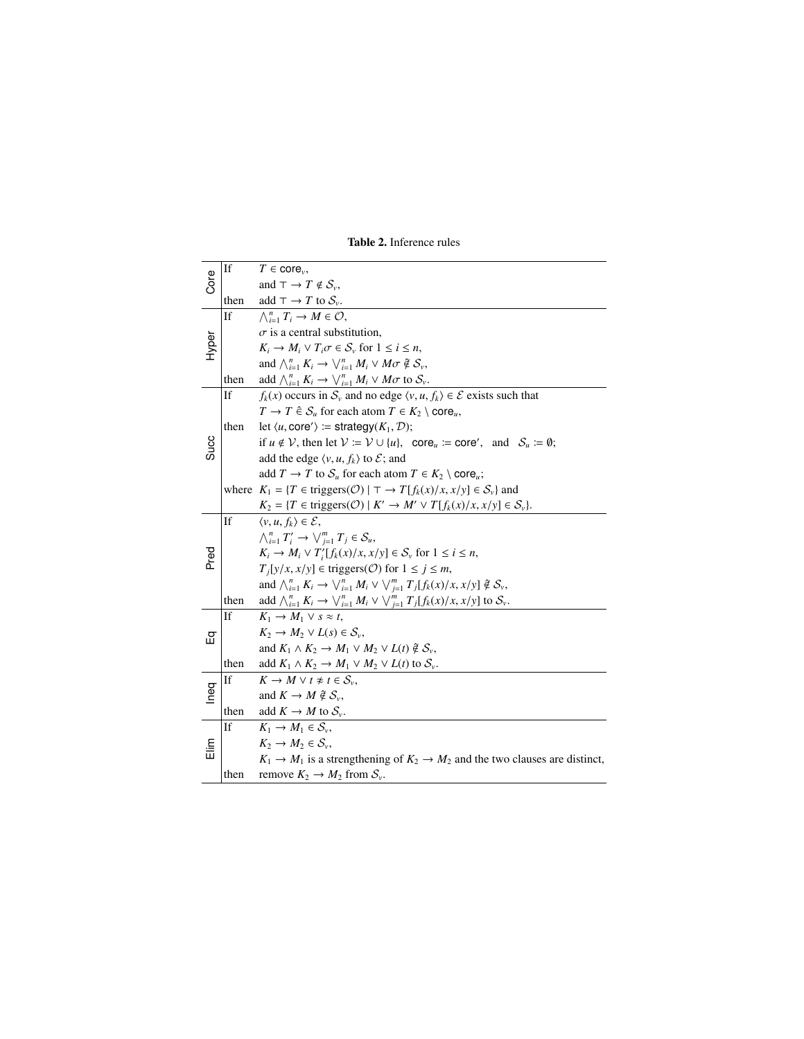**Table 2.** Inference rules

| Rule | | |
|---|---|---|
| Core | If | $T \in \mathsf{core}_v$, |
| | | and $\top \to T \notin \mathcal{S}_v$, |
| | then | add $\top \to T$ to $\mathcal{S}_v$. |
| Hyper | If | $\bigwedge_{i=1}^{n} T_i \to M \in \mathcal{O}$, |
| | | $\sigma$ is a central substitution, |
| | | $K_i \to M_i \vee T_i\sigma \in \mathcal{S}_v$ for $1 \leq i \leq n$, |
| | | and $\bigwedge_{i=1}^{n} K_i \to \bigvee_{i=1}^{n} M_i \vee M\sigma \hat{\notin} \mathcal{S}_v$, |
| | then | add $\bigwedge_{i=1}^{n} K_i \to \bigvee_{i=1}^{n} M_i \vee M\sigma$ to $\mathcal{S}_v$. |
| Succ | If | $f_k(x)$ occurs in $\mathcal{S}_v$ and no edge $\langle v, u, f_k \rangle \in \mathcal{E}$ exists such that |
| | | $T \to T \hat{\in} \mathcal{S}_u$ for each atom $T \in K_2 \setminus \mathsf{core}_u$, |
| | then | let $\langle u, \mathsf{core}' \rangle := \mathsf{strategy}(K_1, \mathcal{D})$; |
| | | if $u \notin \mathcal{V}$, then let $\mathcal{V} := \mathcal{V} \cup \{u\}$, $\mathsf{core}_u := \mathsf{core}'$, and $\mathcal{S}_u := \emptyset$; |
| | | add the edge $\langle v, u, f_k \rangle$ to $\mathcal{E}$; and |
| | | add $T \to T$ to $\mathcal{S}_u$ for each atom $T \in K_2 \setminus \mathsf{core}_u$; |
| | where | $K_1 = \{T \in \text{triggers}(\mathcal{O}) \mid \top \to T[f_k(x)/x, x/y] \in \mathcal{S}_v\}$ and |
| | | $K_2 = \{T \in \text{triggers}(\mathcal{O}) \mid K' \to M' \vee T[f_k(x)/x, x/y] \in \mathcal{S}_v\}$. |
| Pred | If | $\langle v, u, f_k \rangle \in \mathcal{E}$, |
| | | $\bigwedge_{i=1}^{n} T'_i \to \bigvee_{j=1}^{m} T_j \in \mathcal{S}_u$, |
| | | $K_i \to M_i \vee T'_i[f_k(x)/x, x/y] \in \mathcal{S}_v$ for $1 \leq i \leq n$, |
| | | $T_j[y/x, x/y] \in \text{triggers}(\mathcal{O})$ for $1 \leq j \leq m$, |
| | | and $\bigwedge_{i=1}^{n} K_i \to \bigvee_{i=1}^{n} M_i \vee \bigvee_{j=1}^{m} T_j[f_k(x)/x, x/y] \hat{\notin} \mathcal{S}_v$, |
| | then | add $\bigwedge_{i=1}^{n} K_i \to \bigvee_{i=1}^{n} M_i \vee \bigvee_{j=1}^{m} T_j[f_k(x)/x, x/y]$ to $\mathcal{S}_v$. |
| Eq | If | $K_1 \to M_1 \vee s \approx t$, |
| | | $K_2 \to M_2 \vee L(s) \in \mathcal{S}_v$, |
| | | and $K_1 \wedge K_2 \to M_1 \vee M_2 \vee L(t) \hat{\notin} \mathcal{S}_v$, |
| | then | add $K_1 \wedge K_2 \to M_1 \vee M_2 \vee L(t)$ to $\mathcal{S}_v$. |
| Ineq | If | $K \to M \vee t \not\approx t \in \mathcal{S}_v$, |
| | | and $K \to M \hat{\notin} \mathcal{S}_v$, |
| | then | add $K \to M$ to $\mathcal{S}_v$. |
| Elim | If | $K_1 \to M_1 \in \mathcal{S}_v$, |
| | | $K_2 \to M_2 \in \mathcal{S}_v$, |
| | | $K_1 \to M_1$ is a strengthening of $K_2 \to M_2$ and the two clauses are distinct, |
| | then | remove $K_2 \to M_2$ from $\mathcal{S}_v$. |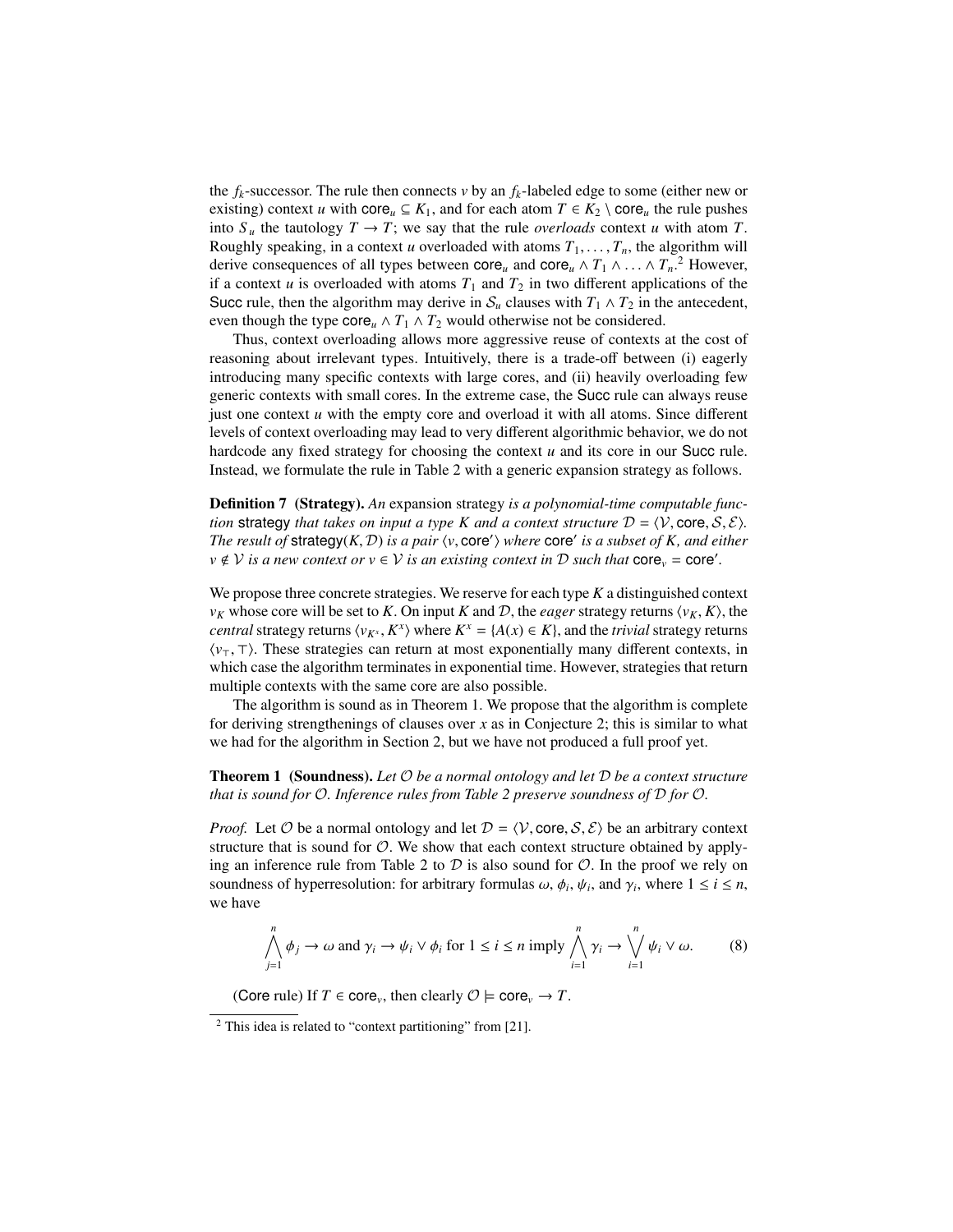the $f_k$-successor. The rule then connects $v$ by an $f_k$-labeled edge to some (either new or existing) context $u$ with $\mathsf{core}_u \subseteq K_1$, and for each atom $T \in K_2 \setminus \mathsf{core}_u$ the rule pushes into $S_u$ the tautology $T \to T$; we say that the rule *overloads* context $u$ with atom $T$. Roughly speaking, in a context $u$ overloaded with atoms $T_1, \ldots, T_n$, the algorithm will derive consequences of all types between $\mathsf{core}_u$ and $\mathsf{core}_u \wedge T_1 \wedge \ldots \wedge T_n$.[2] However, if a context $u$ is overloaded with atoms $T_1$ and $T_2$ in two different applications of the Succ rule, then the algorithm may derive in $\mathcal{S}_u$ clauses with $T_1 \wedge T_2$ in the antecedent, even though the type $\mathsf{core}_u \wedge T_1 \wedge T_2$ would otherwise not be considered.

Thus, context overloading allows more aggressive reuse of contexts at the cost of reasoning about irrelevant types. Intuitively, there is a trade-off between (i) eagerly introducing many specific contexts with large cores, and (ii) heavily overloading few generic contexts with small cores. In the extreme case, the Succ rule can always reuse just one context $u$ with the empty core and overload it with all atoms. Since different levels of context overloading may lead to very different algorithmic behavior, we do not hardcode any fixed strategy for choosing the context $u$ and its core in our Succ rule. Instead, we formulate the rule in Table 2 with a generic expansion strategy as follows.

**Definition 7 (Strategy).** *An* expansion strategy *is a polynomial-time computable function* strategy *that takes on input a type $K$ and a context structure $\mathcal{D} = \langle \mathcal{V}, \mathsf{core}, \mathcal{S}, \mathcal{E} \rangle$. The result of* $\mathsf{strategy}(K, \mathcal{D})$ *is a pair $\langle v, \mathsf{core}' \rangle$ where $\mathsf{core}'$ is a subset of $K$, and either $v \notin \mathcal{V}$ is a new context or $v \in \mathcal{V}$ is an existing context in $\mathcal{D}$ such that $\mathsf{core}_v = \mathsf{core}'$.*

We propose three concrete strategies. We reserve for each type $K$ a distinguished context $v_K$ whose core will be set to $K$. On input $K$ and $\mathcal{D}$, the *eager* strategy returns $\langle v_K, K \rangle$, the *central* strategy returns $\langle v_{K^x}, K^x \rangle$ where $K^x = \{A(x) \in K\}$, and the *trivial* strategy returns $\langle v_\top, \top \rangle$. These strategies can return at most exponentially many different contexts, in which case the algorithm terminates in exponential time. However, strategies that return multiple contexts with the same core are also possible.

The algorithm is sound as in Theorem 1. We propose that the algorithm is complete for deriving strengthenings of clauses over $x$ as in Conjecture 2; this is similar to what we had for the algorithm in Section 2, but we have not produced a full proof yet.

**Theorem 1 (Soundness).** *Let $\mathcal{O}$ be a normal ontology and let $\mathcal{D}$ be a context structure that is sound for $\mathcal{O}$. Inference rules from Table 2 preserve soundness of $\mathcal{D}$ for $\mathcal{O}$.*

*Proof.* Let $\mathcal{O}$ be a normal ontology and let $\mathcal{D} = \langle \mathcal{V}, \mathsf{core}, \mathcal{S}, \mathcal{E} \rangle$ be an arbitrary context structure that is sound for $\mathcal{O}$. We show that each context structure obtained by applying an inference rule from Table 2 to $\mathcal{D}$ is also sound for $\mathcal{O}$. In the proof we rely on soundness of hyperresolution: for arbitrary formulas $\omega$, $\phi_i$, $\psi_i$, and $\gamma_i$, where $1 \leq i \leq n$, we have

$$\bigwedge_{j=1}^{n} \phi_j \to \omega \text{ and } \gamma_i \to \psi_i \vee \phi_i \text{ for } 1 \leq i \leq n \text{ imply } \bigwedge_{i=1}^{n} \gamma_i \to \bigvee_{i=1}^{n} \psi_i \vee \omega. \tag{8}$$

(Core rule) If $T \in \mathsf{core}_v$, then clearly $\mathcal{O} \models \mathsf{core}_v \to T$.

[2] This idea is related to "context partitioning" from [21].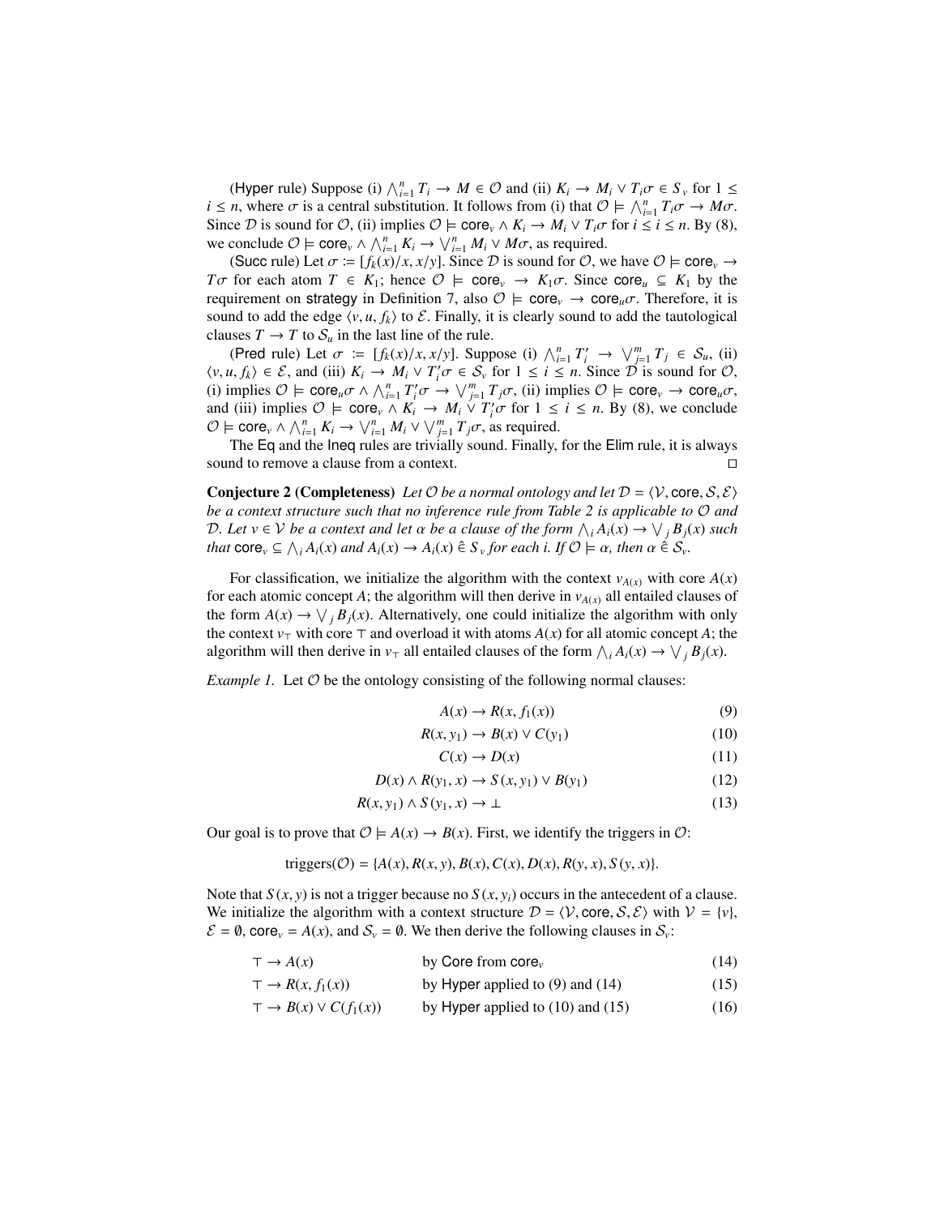(Hyper rule) Suppose (i) $\bigwedge_{i=1}^{n} T_i \to M \in \mathcal{O}$ and (ii) $K_i \to M_i \vee T_i\sigma \in S_v$ for $1 \leq i \leq n$, where $\sigma$ is a central substitution. It follows from (i) that $\mathcal{O} \models \bigwedge_{i=1}^{n} T_i\sigma \to M\sigma$. Since $\mathcal{D}$ is sound for $\mathcal{O}$, (ii) implies $\mathcal{O} \models \mathsf{core}_v \wedge K_i \to M_i \vee T_i\sigma$ for $i \leq i \leq n$. By (8), we conclude $\mathcal{O} \models \mathsf{core}_v \wedge \bigwedge_{i=1}^{n} K_i \to \bigvee_{i=1}^{n} M_i \vee M\sigma$, as required.

(Succ rule) Let $\sigma \coloneqq [f_k(x)/x, x/y]$. Since $\mathcal{D}$ is sound for $\mathcal{O}$, we have $\mathcal{O} \models \mathsf{core}_v \to T\sigma$ for each atom $T \in K_1$; hence $\mathcal{O} \models \mathsf{core}_v \to K_1\sigma$. Since $\mathsf{core}_u \subseteq K_1$ by the requirement on $\mathsf{strategy}$ in Definition 7, also $\mathcal{O} \models \mathsf{core}_v \to \mathsf{core}_u\sigma$. Therefore, it is sound to add the edge $\langle v, u, f_k \rangle$ to $\mathcal{E}$. Finally, it is clearly sound to add the tautological clauses $T \to T$ to $\mathcal{S}_u$ in the last line of the rule.

(Pred rule) Let $\sigma \coloneqq [f_k(x)/x, x/y]$. Suppose (i) $\bigwedge_{i=1}^{n} T_i' \to \bigvee_{j=1}^{m} T_j \in \mathcal{S}_u$, (ii) $\langle v, u, f_k \rangle \in \mathcal{E}$, and (iii) $K_i \to M_i \vee T_i'\sigma \in \mathcal{S}_v$ for $1 \leq i \leq n$. Since $\mathcal{D}$ is sound for $\mathcal{O}$, (i) implies $\mathcal{O} \models \mathsf{core}_u\sigma \wedge \bigwedge_{i=1}^{n} T_i'\sigma \to \bigvee_{j=1}^{m} T_j\sigma$, (ii) implies $\mathcal{O} \models \mathsf{core}_v \to \mathsf{core}_u\sigma$, and (iii) implies $\mathcal{O} \models \mathsf{core}_v \wedge K_i \to M_i \vee T_i'\sigma$ for $1 \leq i \leq n$. By (8), we conclude $\mathcal{O} \models \mathsf{core}_v \wedge \bigwedge_{i=1}^{n} K_i \to \bigvee_{i=1}^{n} M_i \vee \bigvee_{j=1}^{m} T_j\sigma$, as required.

The Eq and the Ineq rules are trivially sound. Finally, for the Elim rule, it is always sound to remove a clause from a context. $\square$

**Conjecture 2 (Completeness)** *Let $\mathcal{O}$ be a normal ontology and let $\mathcal{D} = \langle \mathcal{V}, \mathsf{core}, \mathcal{S}, \mathcal{E} \rangle$ be a context structure such that no inference rule from Table 2 is applicable to $\mathcal{O}$ and $\mathcal{D}$. Let $v \in \mathcal{V}$ be a context and let $\alpha$ be a clause of the form $\bigwedge_i A_i(x) \to \bigvee_j B_j(x)$ such that $\mathsf{core}_v \subseteq \bigwedge_i A_i(x)$ and $A_i(x) \to A_i(x) \,\hat{\in}\, S_v$ for each $i$. If $\mathcal{O} \models \alpha$, then $\alpha \,\hat{\in}\, \mathcal{S}_v$.*

For classification, we initialize the algorithm with the context $v_{A(x)}$ with core $A(x)$ for each atomic concept $A$; the algorithm will then derive in $v_{A(x)}$ all entailed clauses of the form $A(x) \to \bigvee_j B_j(x)$. Alternatively, one could initialize the algorithm with only the context $v_\top$ with core $\top$ and overload it with atoms $A(x)$ for all atomic concept $A$; the algorithm will then derive in $v_\top$ all entailed clauses of the form $\bigwedge_i A_i(x) \to \bigvee_j B_j(x)$.

*Example 1.* Let $\mathcal{O}$ be the ontology consisting of the following normal clauses:

$$A(x) \to R(x, f_1(x)) \tag{9}$$

$$R(x, y_1) \to B(x) \vee C(y_1) \tag{10}$$

$$C(x) \to D(x) \tag{11}$$

$$D(x) \wedge R(y_1, x) \to S(x, y_1) \vee B(y_1) \tag{12}$$

$$R(x, y_1) \wedge S(y_1, x) \to \bot \tag{13}$$

Our goal is to prove that $\mathcal{O} \models A(x) \to B(x)$. First, we identify the triggers in $\mathcal{O}$:

$$\text{triggers}(\mathcal{O}) = \{A(x), R(x, y), B(x), C(x), D(x), R(y, x), S(y, x)\}.$$

Note that $S(x, y)$ is not a trigger because no $S(x, y_i)$ occurs in the antecedent of a clause. We initialize the algorithm with a context structure $\mathcal{D} = \langle \mathcal{V}, \mathsf{core}, \mathcal{S}, \mathcal{E} \rangle$ with $\mathcal{V} = \{v\}$, $\mathcal{E} = \emptyset$, $\mathsf{core}_v = A(x)$, and $\mathcal{S}_v = \emptyset$. We then derive the following clauses in $\mathcal{S}_v$:

| | | |
|---|---|---|
| $\top \to A(x)$ | by Core from $\mathsf{core}_v$ | (14) |
| $\top \to R(x, f_1(x))$ | by Hyper applied to (9) and (14) | (15) |
| $\top \to B(x) \vee C(f_1(x))$ | by Hyper applied to (10) and (15) | (16) |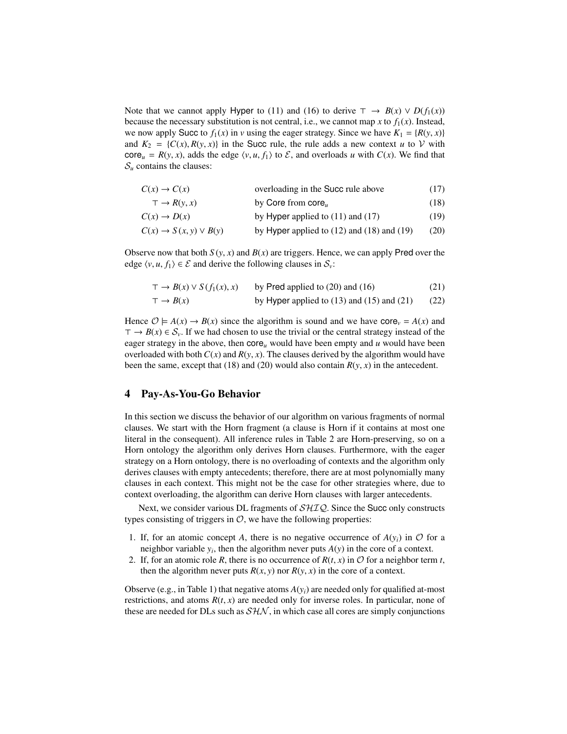Note that we cannot apply Hyper to (11) and (16) to derive $\top \rightarrow B(x) \vee D(f_1(x))$ because the necessary substitution is not central, i.e., we cannot map $x$ to $f_1(x)$. Instead, we now apply Succ to $f_1(x)$ in $v$ using the eager strategy. Since we have $K_1 = \{R(y, x)\}$ and $K_2 = \{C(x), R(y, x)\}$ in the Succ rule, the rule adds a new context $u$ to $\mathcal{V}$ with $\mathsf{core}_u = R(y, x)$, adds the edge $\langle v, u, f_1 \rangle$ to $\mathcal{E}$, and overloads $u$ with $C(x)$. We find that $\mathcal{S}_u$ contains the clauses:

| | | |
|---|---|---|
| $C(x) \rightarrow C(x)$ | overloading in the Succ rule above | (17) |
| $\top \rightarrow R(y, x)$ | by Core from $\mathsf{core}_u$ | (18) |
| $C(x) \rightarrow D(x)$ | by Hyper applied to (11) and (17) | (19) |
| $C(x) \rightarrow S(x, y) \vee B(y)$ | by Hyper applied to (12) and (18) and (19) | (20) |

Observe now that both $S(y, x)$ and $B(x)$ are triggers. Hence, we can apply Pred over the edge $\langle v, u, f_1 \rangle \in \mathcal{E}$ and derive the following clauses in $\mathcal{S}_v$:

| | | |
|---|---|---|
| $\top \rightarrow B(x) \vee S(f_1(x), x)$ | by Pred applied to (20) and (16) | (21) |
| $\top \rightarrow B(x)$ | by Hyper applied to (13) and (15) and (21) | (22) |

Hence $\mathcal{O} \models A(x) \rightarrow B(x)$ since the algorithm is sound and we have $\mathsf{core}_v = A(x)$ and $\top \rightarrow B(x) \in \mathcal{S}_v$. If we had chosen to use the trivial or the central strategy instead of the eager strategy in the above, then $\mathsf{core}_u$ would have been empty and $u$ would have been overloaded with both $C(x)$ and $R(y, x)$. The clauses derived by the algorithm would have been the same, except that (18) and (20) would also contain $R(y, x)$ in the antecedent.

## 4 Pay-As-You-Go Behavior

In this section we discuss the behavior of our algorithm on various fragments of normal clauses. We start with the Horn fragment (a clause is Horn if it contains at most one literal in the consequent). All inference rules in Table 2 are Horn-preserving, so on a Horn ontology the algorithm only derives Horn clauses. Furthermore, with the eager strategy on a Horn ontology, there is no overloading of contexts and the algorithm only derives clauses with empty antecedents; therefore, there are at most polynomially many clauses in each context. This might not be the case for other strategies where, due to context overloading, the algorithm can derive Horn clauses with larger antecedents.

Next, we consider various DL fragments of $\mathcal{SHIQ}$. Since the Succ only constructs types consisting of triggers in $\mathcal{O}$, we have the following properties:

1. If, for an atomic concept $A$, there is no negative occurrence of $A(y_i)$ in $\mathcal{O}$ for a neighbor variable $y_i$, then the algorithm never puts $A(y)$ in the core of a context.
2. If, for an atomic role $R$, there is no occurrence of $R(t, x)$ in $\mathcal{O}$ for a neighbor term $t$, then the algorithm never puts $R(x, y)$ nor $R(y, x)$ in the core of a context.

Observe (e.g., in Table 1) that negative atoms $A(y_i)$ are needed only for qualified at-most restrictions, and atoms $R(t, x)$ are needed only for inverse roles. In particular, none of these are needed for DLs such as $\mathcal{SHN}$, in which case all cores are simply conjunctions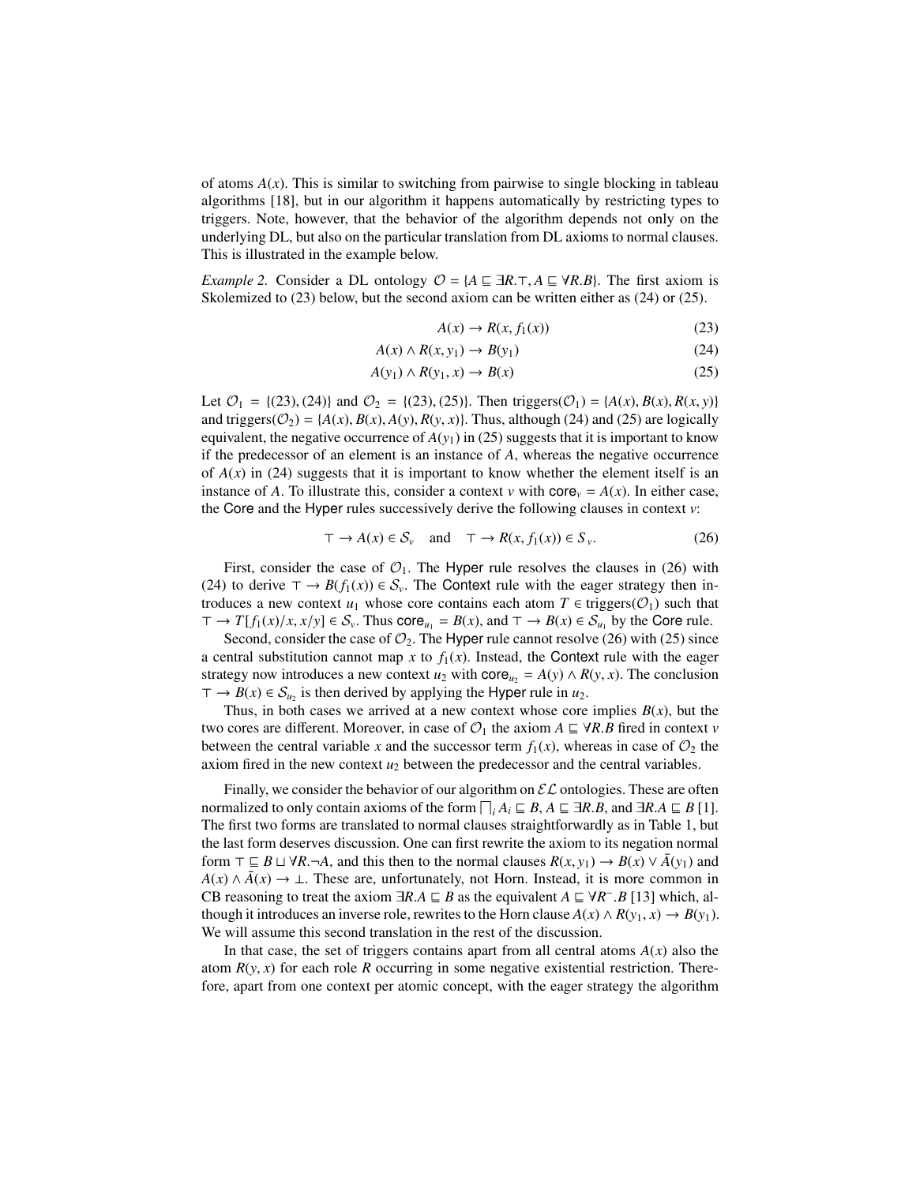of atoms $A(x)$. This is similar to switching from pairwise to single blocking in tableau algorithms [18], but in our algorithm it happens automatically by restricting types to triggers. Note, however, that the behavior of the algorithm depends not only on the underlying DL, but also on the particular translation from DL axioms to normal clauses. This is illustrated in the example below.

*Example 2.* Consider a DL ontology $\mathcal{O} = \{A \sqsubseteq \exists R.\top, A \sqsubseteq \forall R.B\}$. The first axiom is Skolemized to (23) below, but the second axiom can be written either as (24) or (25).

$$A(x) \to R(x, f_1(x)) \tag{23}$$

$$A(x) \land R(x, y_1) \to B(y_1) \tag{24}$$

$$A(y_1) \land R(y_1, x) \to B(x) \tag{25}$$

Let $\mathcal{O}_1 = \{(23), (24)\}$ and $\mathcal{O}_2 = \{(23), (25)\}$. Then triggers$(\mathcal{O}_1) = \{A(x), B(x), R(x, y)\}$ and triggers$(\mathcal{O}_2) = \{A(x), B(x), A(y), R(y, x)\}$. Thus, although (24) and (25) are logically equivalent, the negative occurrence of $A(y_1)$ in (25) suggests that it is important to know if the predecessor of an element is an instance of $A$, whereas the negative occurrence of $A(x)$ in (24) suggests that it is important to know whether the element itself is an instance of $A$. To illustrate this, consider a context $v$ with $\mathsf{core}_v = A(x)$. In either case, the Core and the Hyper rules successively derive the following clauses in context $v$:

$$\top \to A(x) \in \mathcal{S}_v \quad \text{and} \quad \top \to R(x, f_1(x)) \in S_v. \tag{26}$$

First, consider the case of $\mathcal{O}_1$. The Hyper rule resolves the clauses in (26) with (24) to derive $\top \to B(f_1(x)) \in \mathcal{S}_v$. The Context rule with the eager strategy then introduces a new context $u_1$ whose core contains each atom $T \in$ triggers$(\mathcal{O}_1)$ such that $\top \to T[f_1(x)/x, x/y] \in \mathcal{S}_v$. Thus $\mathsf{core}_{u_1} = B(x)$, and $\top \to B(x) \in \mathcal{S}_{u_1}$ by the Core rule.

Second, consider the case of $\mathcal{O}_2$. The Hyper rule cannot resolve (26) with (25) since a central substitution cannot map $x$ to $f_1(x)$. Instead, the Context rule with the eager strategy now introduces a new context $u_2$ with $\mathsf{core}_{u_2} = A(y) \land R(y, x)$. The conclusion $\top \to B(x) \in \mathcal{S}_{u_2}$ is then derived by applying the Hyper rule in $u_2$.

Thus, in both cases we arrived at a new context whose core implies $B(x)$, but the two cores are different. Moreover, in case of $\mathcal{O}_1$ the axiom $A \sqsubseteq \forall R.B$ fired in context $v$ between the central variable $x$ and the successor term $f_1(x)$, whereas in case of $\mathcal{O}_2$ the axiom fired in the new context $u_2$ between the predecessor and the central variables.

Finally, we consider the behavior of our algorithm on $\mathcal{EL}$ ontologies. These are often normalized to only contain axioms of the form $\bigsqcap_i A_i \sqsubseteq B$, $A \sqsubseteq \exists R.B$, and $\exists R.A \sqsubseteq B$ [1]. The first two forms are translated to normal clauses straightforwardly as in Table 1, but the last form deserves discussion. One can first rewrite the axiom to its negation normal form $\top \sqsubseteq B \sqcup \forall R.\neg A$, and this then to the normal clauses $R(x, y_1) \to B(x) \lor \bar{A}(y_1)$ and $A(x) \land \bar{A}(x) \to \bot$. These are, unfortunately, not Horn. Instead, it is more common in CB reasoning to treat the axiom $\exists R.A \sqsubseteq B$ as the equivalent $A \sqsubseteq \forall R^-.B$ [13] which, although it introduces an inverse role, rewrites to the Horn clause $A(x) \land R(y_1, x) \to B(y_1)$. We will assume this second translation in the rest of the discussion.

In that case, the set of triggers contains apart from all central atoms $A(x)$ also the atom $R(y, x)$ for each role $R$ occurring in some negative existential restriction. Therefore, apart from one context per atomic concept, with the eager strategy the algorithm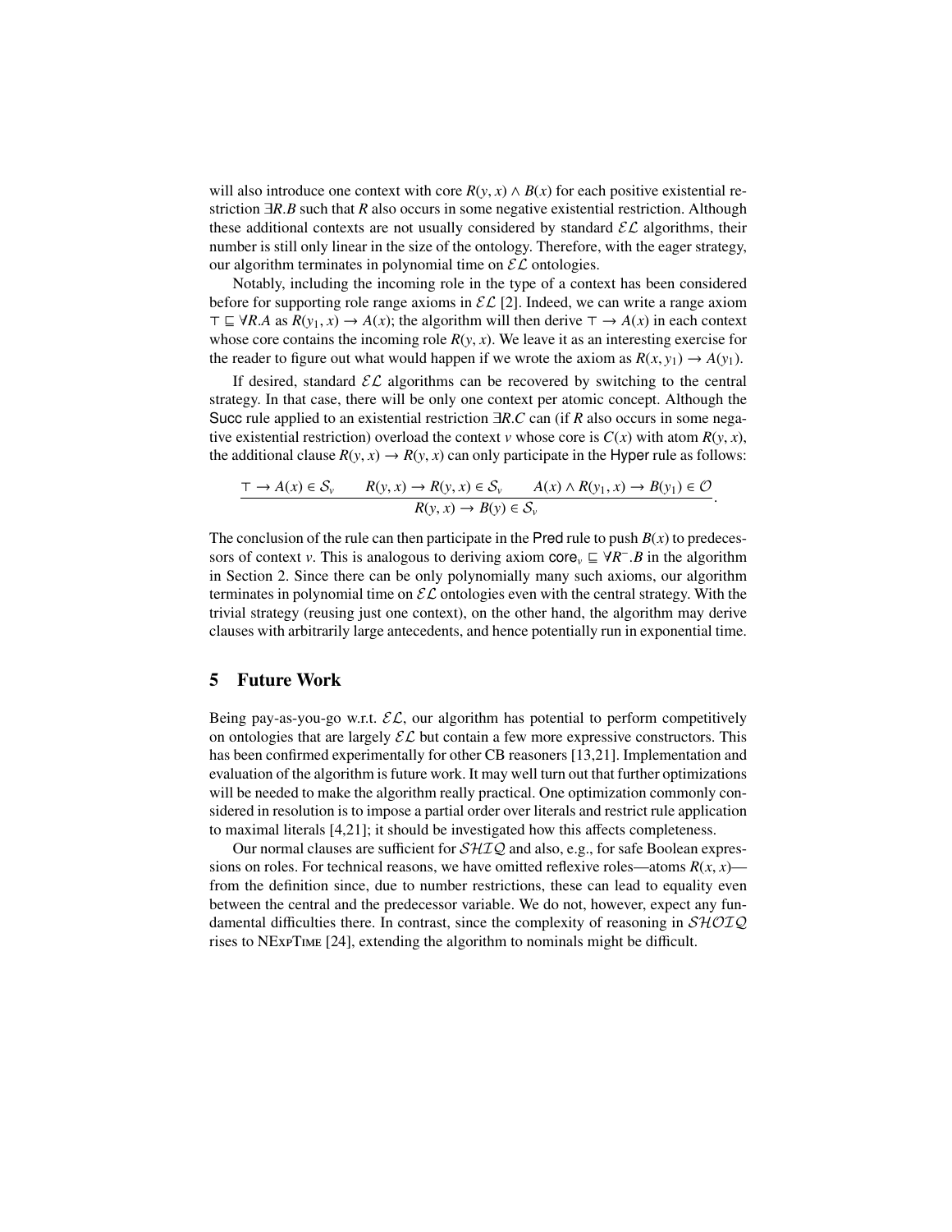will also introduce one context with core $R(y, x) \wedge B(x)$ for each positive existential restriction $\exists R.B$ such that $R$ also occurs in some negative existential restriction. Although these additional contexts are not usually considered by standard $\mathcal{EL}$ algorithms, their number is still only linear in the size of the ontology. Therefore, with the eager strategy, our algorithm terminates in polynomial time on $\mathcal{EL}$ ontologies.

Notably, including the incoming role in the type of a context has been considered before for supporting role range axioms in $\mathcal{EL}$ [2]. Indeed, we can write a range axiom $\top \sqsubseteq \forall R.A$ as $R(y_1, x) \rightarrow A(x)$; the algorithm will then derive $\top \rightarrow A(x)$ in each context whose core contains the incoming role $R(y, x)$. We leave it as an interesting exercise for the reader to figure out what would happen if we wrote the axiom as $R(x, y_1) \rightarrow A(y_1)$.

If desired, standard $\mathcal{EL}$ algorithms can be recovered by switching to the central strategy. In that case, there will be only one context per atomic concept. Although the Succ rule applied to an existential restriction $\exists R.C$ can (if $R$ also occurs in some negative existential restriction) overload the context $v$ whose core is $C(x)$ with atom $R(y, x)$, the additional clause $R(y, x) \rightarrow R(y, x)$ can only participate in the Hyper rule as follows:

$$\frac{\top \rightarrow A(x) \in \mathcal{S}_v \qquad R(y, x) \rightarrow R(y, x) \in \mathcal{S}_v \qquad A(x) \wedge R(y_1, x) \rightarrow B(y_1) \in \mathcal{O}}{R(y, x) \rightarrow B(y) \in \mathcal{S}_v}.$$

The conclusion of the rule can then participate in the Pred rule to push $B(x)$ to predecessors of context $v$. This is analogous to deriving axiom $\mathsf{core}_v \sqsubseteq \forall R^{-}.B$ in the algorithm in Section 2. Since there can be only polynomially many such axioms, our algorithm terminates in polynomial time on $\mathcal{EL}$ ontologies even with the central strategy. With the trivial strategy (reusing just one context), on the other hand, the algorithm may derive clauses with arbitrarily large antecedents, and hence potentially run in exponential time.

## 5 Future Work

Being pay-as-you-go w.r.t. $\mathcal{EL}$, our algorithm has potential to perform competitively on ontologies that are largely $\mathcal{EL}$ but contain a few more expressive constructors. This has been confirmed experimentally for other CB reasoners [13,21]. Implementation and evaluation of the algorithm is future work. It may well turn out that further optimizations will be needed to make the algorithm really practical. One optimization commonly considered in resolution is to impose a partial order over literals and restrict rule application to maximal literals [4,21]; it should be investigated how this affects completeness.

Our normal clauses are sufficient for $\mathcal{SHIQ}$ and also, e.g., for safe Boolean expressions on roles. For technical reasons, we have omitted reflexive roles—atoms $R(x, x)$—from the definition since, due to number restrictions, these can lead to equality even between the central and the predecessor variable. We do not, however, expect any fundamental difficulties there. In contrast, since the complexity of reasoning in $\mathcal{SHOIQ}$ rises to NExpTime [24], extending the algorithm to nominals might be difficult.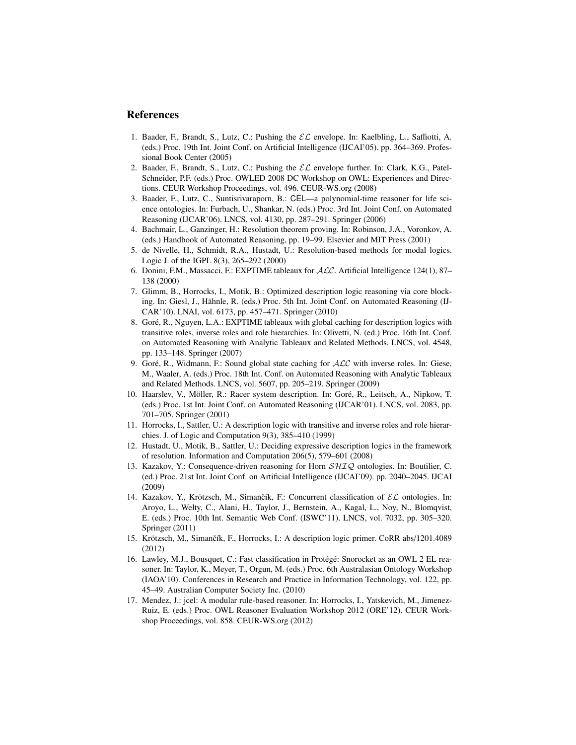## References

1. Baader, F., Brandt, S., Lutz, C.: Pushing the $\mathcal{EL}$ envelope. In: Kaelbling, L., Saffiotti, A. (eds.) Proc. 19th Int. Joint Conf. on Artificial Intelligence (IJCAI'05). pp. 364–369. Professional Book Center (2005)
2. Baader, F., Brandt, S., Lutz, C.: Pushing the $\mathcal{EL}$ envelope further. In: Clark, K.G., Patel-Schneider, P.F. (eds.) Proc. OWLED 2008 DC Workshop on OWL: Experiences and Directions. CEUR Workshop Proceedings, vol. 496. CEUR-WS.org (2008)
3. Baader, F., Lutz, C., Suntisrivaraporn, B.: CEL—a polynomial-time reasoner for life science ontologies. In: Furbach, U., Shankar, N. (eds.) Proc. 3rd Int. Joint Conf. on Automated Reasoning (IJCAR'06). LNCS, vol. 4130, pp. 287–291. Springer (2006)
4. Bachmair, L., Ganzinger, H.: Resolution theorem proving. In: Robinson, J.A., Voronkov, A. (eds.) Handbook of Automated Reasoning, pp. 19–99. Elsevier and MIT Press (2001)
5. de Nivelle, H., Schmidt, R.A., Hustadt, U.: Resolution-based methods for modal logics. Logic J. of the IGPL 8(3), 265–292 (2000)
6. Donini, F.M., Massacci, F.: EXPTIME tableaux for $\mathcal{ALC}$. Artificial Intelligence 124(1), 87–138 (2000)
7. Glimm, B., Horrocks, I., Motik, B.: Optimized description logic reasoning via core blocking. In: Giesl, J., Hähnle, R. (eds.) Proc. 5th Int. Joint Conf. on Automated Reasoning (IJCAR'10). LNAI, vol. 6173, pp. 457–471. Springer (2010)
8. Goré, R., Nguyen, L.A.: EXPTIME tableaux with global caching for description logics with transitive roles, inverse roles and role hierarchies. In: Olivetti, N. (ed.) Proc. 16th Int. Conf. on Automated Reasoning with Analytic Tableaux and Related Methods. LNCS, vol. 4548, pp. 133–148. Springer (2007)
9. Goré, R., Widmann, F.: Sound global state caching for $\mathcal{ALC}$ with inverse roles. In: Giese, M., Waaler, A. (eds.) Proc. 18th Int. Conf. on Automated Reasoning with Analytic Tableaux and Related Methods. LNCS, vol. 5607, pp. 205–219. Springer (2009)
10. Haarslev, V., Möller, R.: Racer system description. In: Goré, R., Leitsch, A., Nipkow, T. (eds.) Proc. 1st Int. Joint Conf. on Automated Reasoning (IJCAR'01). LNCS, vol. 2083, pp. 701–705. Springer (2001)
11. Horrocks, I., Sattler, U.: A description logic with transitive and inverse roles and role hierarchies. J. of Logic and Computation 9(3), 385–410 (1999)
12. Hustadt, U., Motik, B., Sattler, U.: Deciding expressive description logics in the framework of resolution. Information and Computation 206(5), 579–601 (2008)
13. Kazakov, Y.: Consequence-driven reasoning for Horn $\mathcal{SHIQ}$ ontologies. In: Boutilier, C. (ed.) Proc. 21st Int. Joint Conf. on Artificial Intelligence (IJCAI'09). pp. 2040–2045. IJCAI (2009)
14. Kazakov, Y., Krötzsch, M., Simančík, F.: Concurrent classification of $\mathcal{EL}$ ontologies. In: Aroyo, L., Welty, C., Alani, H., Taylor, J., Bernstein, A., Kagal, L., Noy, N., Blomqvist, E. (eds.) Proc. 10th Int. Semantic Web Conf. (ISWC'11). LNCS, vol. 7032, pp. 305–320. Springer (2011)
15. Krötzsch, M., Simančík, F., Horrocks, I.: A description logic primer. CoRR abs/1201.4089 (2012)
16. Lawley, M.J., Bousquet, C.: Fast classification in Protégé: Snorocket as an OWL 2 EL reasoner. In: Taylor, K., Meyer, T., Orgun, M. (eds.) Proc. 6th Australasian Ontology Workshop (IAOA'10). Conferences in Research and Practice in Information Technology, vol. 122, pp. 45–49. Australian Computer Society Inc. (2010)
17. Mendez, J.: jcel: A modular rule-based reasoner. In: Horrocks, I., Yatskevich, M., Jimenez-Ruiz, E. (eds.) Proc. OWL Reasoner Evaluation Workshop 2012 (ORE'12). CEUR Workshop Proceedings, vol. 858. CEUR-WS.org (2012)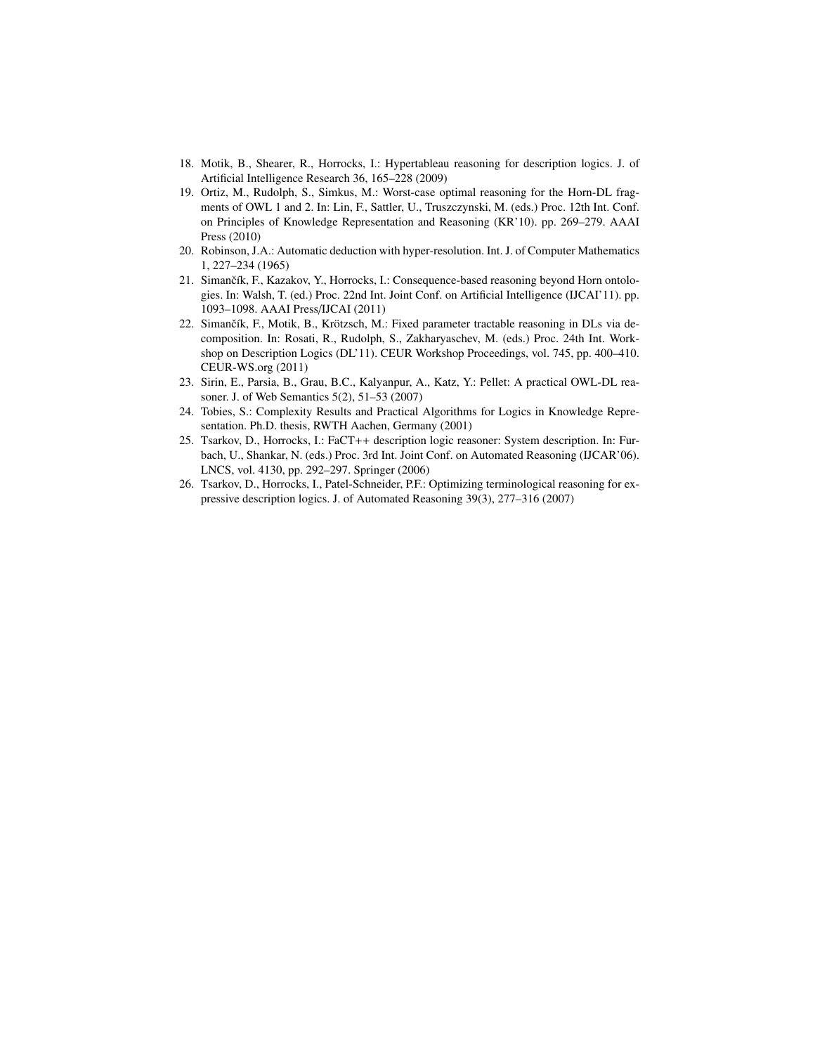18. Motik, B., Shearer, R., Horrocks, I.: Hypertableau reasoning for description logics. J. of Artificial Intelligence Research 36, 165–228 (2009)
19. Ortiz, M., Rudolph, S., Simkus, M.: Worst-case optimal reasoning for the Horn-DL fragments of OWL 1 and 2. In: Lin, F., Sattler, U., Truszczynski, M. (eds.) Proc. 12th Int. Conf. on Principles of Knowledge Representation and Reasoning (KR'10). pp. 269–279. AAAI Press (2010)
20. Robinson, J.A.: Automatic deduction with hyper-resolution. Int. J. of Computer Mathematics 1, 227–234 (1965)
21. Simančík, F., Kazakov, Y., Horrocks, I.: Consequence-based reasoning beyond Horn ontologies. In: Walsh, T. (ed.) Proc. 22nd Int. Joint Conf. on Artificial Intelligence (IJCAI'11). pp. 1093–1098. AAAI Press/IJCAI (2011)
22. Simančík, F., Motik, B., Krötzsch, M.: Fixed parameter tractable reasoning in DLs via decomposition. In: Rosati, R., Rudolph, S., Zakharyaschev, M. (eds.) Proc. 24th Int. Workshop on Description Logics (DL'11). CEUR Workshop Proceedings, vol. 745, pp. 400–410. CEUR-WS.org (2011)
23. Sirin, E., Parsia, B., Grau, B.C., Kalyanpur, A., Katz, Y.: Pellet: A practical OWL-DL reasoner. J. of Web Semantics 5(2), 51–53 (2007)
24. Tobies, S.: Complexity Results and Practical Algorithms for Logics in Knowledge Representation. Ph.D. thesis, RWTH Aachen, Germany (2001)
25. Tsarkov, D., Horrocks, I.: FaCT++ description logic reasoner: System description. In: Furbach, U., Shankar, N. (eds.) Proc. 3rd Int. Joint Conf. on Automated Reasoning (IJCAR'06). LNCS, vol. 4130, pp. 292–297. Springer (2006)
26. Tsarkov, D., Horrocks, I., Patel-Schneider, P.F.: Optimizing terminological reasoning for expressive description logics. J. of Automated Reasoning 39(3), 277–316 (2007)